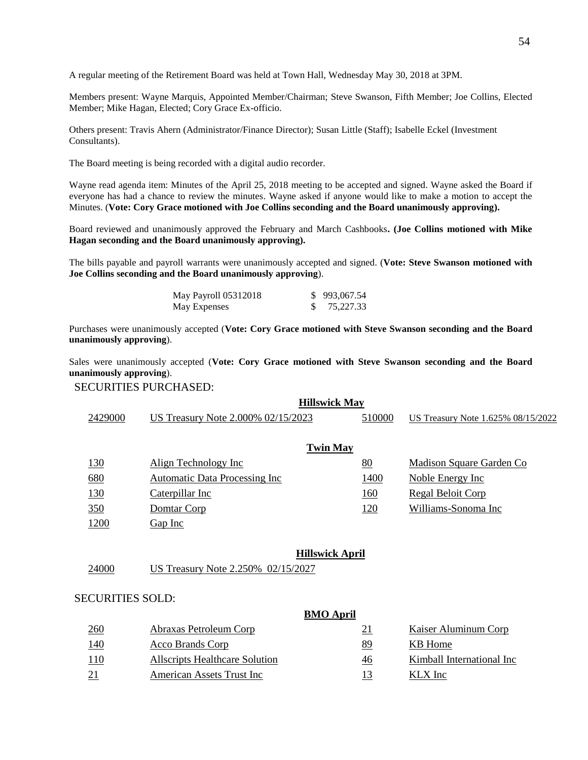A regular meeting of the Retirement Board was held at Town Hall, Wednesday May 30, 2018 at 3PM.

Members present: Wayne Marquis, Appointed Member/Chairman; Steve Swanson, Fifth Member; Joe Collins, Elected Member; Mike Hagan, Elected; Cory Grace Ex-officio.

Others present: Travis Ahern (Administrator/Finance Director); Susan Little (Staff); Isabelle Eckel (Investment Consultants).

The Board meeting is being recorded with a digital audio recorder.

Wayne read agenda item: Minutes of the April 25, 2018 meeting to be accepted and signed. Wayne asked the Board if everyone has had a chance to review the minutes. Wayne asked if anyone would like to make a motion to accept the Minutes. (**Vote: Cory Grace motioned with Joe Collins seconding and the Board unanimously approving).**

Board reviewed and unanimously approved the February and March Cashbooks**. (Joe Collins motioned with Mike Hagan seconding and the Board unanimously approving).**

The bills payable and payroll warrants were unanimously accepted and signed. (**Vote: Steve Swanson motioned with Joe Collins seconding and the Board unanimously approving**).

| | |
|---|---|
| May Payroll 05312018 | $ 993,067.54 |
| May Expenses | $ 75,227.33 |

Purchases were unanimously accepted (**Vote: Cory Grace motioned with Steve Swanson seconding and the Board unanimously approving**).

Sales were unanimously accepted (**Vote: Cory Grace motioned with Steve Swanson seconding and the Board unanimously approving**).

SECURITIES PURCHASED:

**Hillswick May**

| | | | |
|---|---|---|---|
| 2429000 | US Treasury Note 2.000% 02/15/2023 | 510000 | US Treasury Note 1.625% 08/15/2022 |

**Twin May**

| | | | |
|---|---|---|---|
| 130 | Align Technology Inc | 80 | Madison Square Garden Co |
| 680 | Automatic Data Processing Inc | 1400 | Noble Energy Inc |
| 130 | Caterpillar Inc | 160 | Regal Beloit Corp |
| 350 | Domtar Corp | 120 | Williams-Sonoma Inc |
| 1200 | Gap Inc | | |

**Hillswick April**

| | |
|---|---|
| 24000 | US Treasury Note 2.250% 02/15/2027 |

SECURITIES SOLD:

**BMO April**

| | | | |
|---|---|---|---|
| 260 | Abraxas Petroleum Corp | 21 | Kaiser Aluminum Corp |
| 140 | Acco Brands Corp | 89 | KB Home |
| 110 | Allscripts Healthcare Solution | 46 | Kimball International Inc |
| 21 | American Assets Trust Inc | 13 | KLX Inc |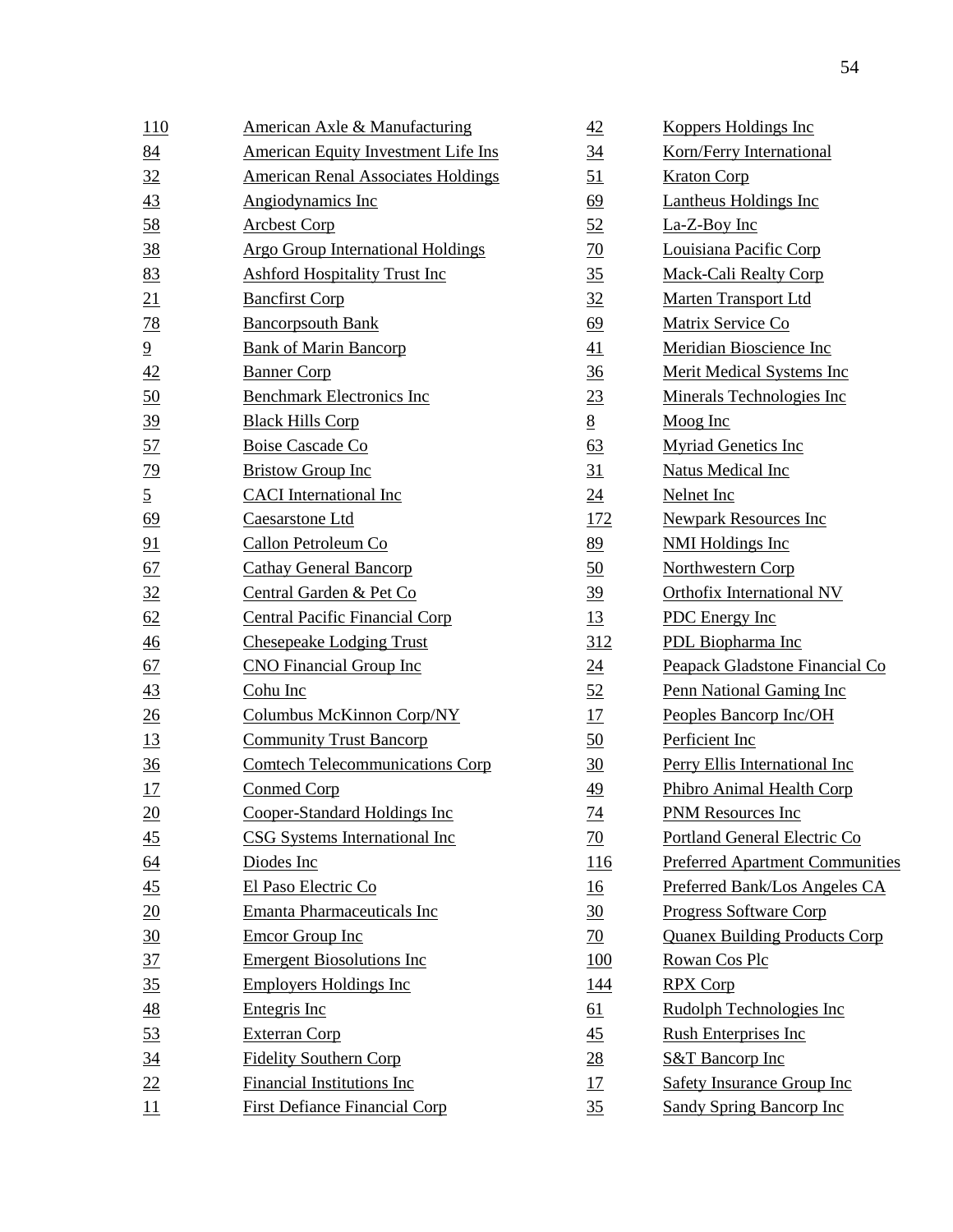| | | | |
|---|---|---|---|
| 110 | American Axle & Manufacturing | 42 | Koppers Holdings Inc |
| 84 | American Equity Investment Life Ins | 34 | Korn/Ferry International |
| 32 | American Renal Associates Holdings | 51 | Kraton Corp |
| 43 | Angiodynamics Inc | 69 | Lantheus Holdings Inc |
| 58 | Arcbest Corp | 52 | La-Z-Boy Inc |
| 38 | Argo Group International Holdings | 70 | Louisiana Pacific Corp |
| 83 | Ashford Hospitality Trust Inc | 35 | Mack-Cali Realty Corp |
| 21 | Bancfirst Corp | 32 | Marten Transport Ltd |
| 78 | Bancorpsouth Bank | 69 | Matrix Service Co |
| 9 | Bank of Marin Bancorp | 41 | Meridian Bioscience Inc |
| 42 | Banner Corp | 36 | Merit Medical Systems Inc |
| 50 | Benchmark Electronics Inc | 23 | Minerals Technologies Inc |
| 39 | Black Hills Corp | 8 | Moog Inc |
| 57 | Boise Cascade Co | 63 | Myriad Genetics Inc |
| 79 | Bristow Group Inc | 31 | Natus Medical Inc |
| 5 | CACI International Inc | 24 | Nelnet Inc |
| 69 | Caesarstone Ltd | 172 | Newpark Resources Inc |
| 91 | Callon Petroleum Co | 89 | NMI Holdings Inc |
| 67 | Cathay General Bancorp | 50 | Northwestern Corp |
| 32 | Central Garden & Pet Co | 39 | Orthofix International NV |
| 62 | Central Pacific Financial Corp | 13 | PDC Energy Inc |
| 46 | Chesepeake Lodging Trust | 312 | PDL Biopharma Inc |
| 67 | CNO Financial Group Inc | 24 | Peapack Gladstone Financial Co |
| 43 | Cohu Inc | 52 | Penn National Gaming Inc |
| 26 | Columbus McKinnon Corp/NY | 17 | Peoples Bancorp Inc/OH |
| 13 | Community Trust Bancorp | 50 | Perficient Inc |
| 36 | Comtech Telecommunications Corp | 30 | Perry Ellis International Inc |
| 17 | Conmed Corp | 49 | Phibro Animal Health Corp |
| 20 | Cooper-Standard Holdings Inc | 74 | PNM Resources Inc |
| 45 | CSG Systems International Inc | 70 | Portland General Electric Co |
| 64 | Diodes Inc | 116 | Preferred Apartment Communities |
| 45 | El Paso Electric Co | 16 | Preferred Bank/Los Angeles CA |
| 20 | Emanta Pharmaceuticals Inc | 30 | Progress Software Corp |
| 30 | Emcor Group Inc | 70 | Quanex Building Products Corp |
| 37 | Emergent Biosolutions Inc | 100 | Rowan Cos Plc |
| 35 | Employers Holdings Inc | 144 | RPX Corp |
| 48 | Entegris Inc | 61 | Rudolph Technologies Inc |
| 53 | Exterran Corp | 45 | Rush Enterprises Inc |
| 34 | Fidelity Southern Corp | 28 | S&T Bancorp Inc |
| 22 | Financial Institutions Inc | 17 | Safety Insurance Group Inc |
| 11 | First Defiance Financial Corp | 35 | Sandy Spring Bancorp Inc |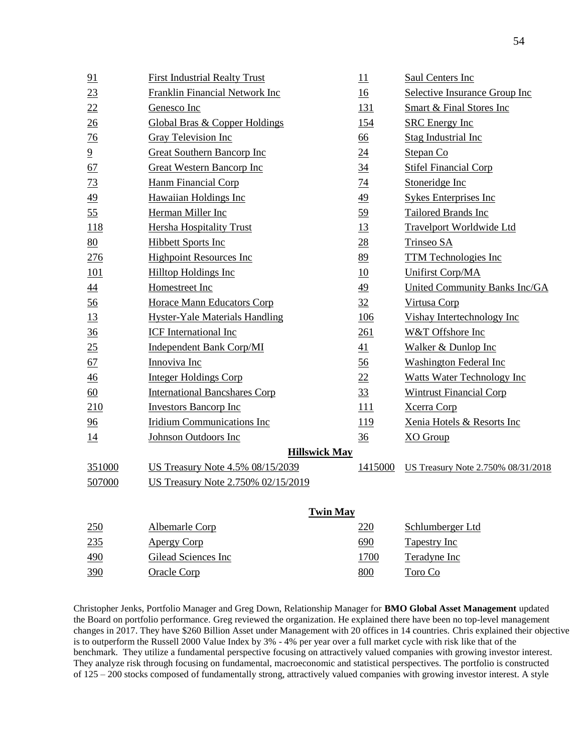| | | | |
|---|---|---|---|
| 91 | First Industrial Realty Trust | 11 | Saul Centers Inc |
| 23 | Franklin Financial Network Inc | 16 | Selective Insurance Group Inc |
| 22 | Genesco Inc | 131 | Smart & Final Stores Inc |
| 26 | Global Bras & Copper Holdings | 154 | SRC Energy Inc |
| 76 | Gray Television Inc | 66 | Stag Industrial Inc |
| 9 | Great Southern Bancorp Inc | 24 | Stepan Co |
| 67 | Great Western Bancorp Inc | 34 | Stifel Financial Corp |
| 73 | Hanm Financial Corp | 74 | Stoneridge Inc |
| 49 | Hawaiian Holdings Inc | 49 | Sykes Enterprises Inc |
| 55 | Herman Miller Inc | 59 | Tailored Brands Inc |
| 118 | Hersha Hospitality Trust | 13 | Travelport Worldwide Ltd |
| 80 | Hibbett Sports Inc | 28 | Trinseo SA |
| 276 | Highpoint Resources Inc | 89 | TTM Technologies Inc |
| 101 | Hilltop Holdings Inc | 10 | Unifirst Corp/MA |
| 44 | Homestreet Inc | 49 | United Community Banks Inc/GA |
| 56 | Horace Mann Educators Corp | 32 | Virtusa Corp |
| 13 | Hyster-Yale Materials Handling | 106 | Vishay Intertechnology Inc |
| 36 | ICF International Inc | 261 | W&T Offshore Inc |
| 25 | Independent Bank Corp/MI | 41 | Walker & Dunlop Inc |
| 67 | Innoviva Inc | 56 | Washington Federal Inc |
| 46 | Integer Holdings Corp | 22 | Watts Water Technology Inc |
| 60 | International Bancshares Corp | 33 | Wintrust Financial Corp |
| 210 | Investors Bancorp Inc | 111 | Xcerra Corp |
| 96 | Iridium Communications Inc | 119 | Xenia Hotels & Resorts Inc |
| 14 | Johnson Outdoors Inc | 36 | XO Group |

**Hillswick May**

| | | | |
|---|---|---|---|
| 351000 | US Treasury Note 4.5% 08/15/2039 | 1415000 | US Treasury Note 2.750% 08/31/2018 |
| 507000 | US Treasury Note 2.750% 02/15/2019 | | |

**Twin May**

| | | | |
|---|---|---|---|
| 250 | Albemarle Corp | 220 | Schlumberger Ltd |
| 235 | Apergy Corp | 690 | Tapestry Inc |
| 490 | Gilead Sciences Inc | 1700 | Teradyne Inc |
| 390 | Oracle Corp | 800 | Toro Co |

Christopher Jenks, Portfolio Manager and Greg Down, Relationship Manager for **BMO Global Asset Management** updated the Board on portfolio performance. Greg reviewed the organization. He explained there have been no top-level management changes in 2017. They have $260 Billion Asset under Management with 20 offices in 14 countries. Chris explained their objective is to outperform the Russell 2000 Value Index by 3% - 4% per year over a full market cycle with risk like that of the benchmark. They utilize a fundamental perspective focusing on attractively valued companies with growing investor interest. They analyze risk through focusing on fundamental, macroeconomic and statistical perspectives. The portfolio is constructed of 125 – 200 stocks composed of fundamentally strong, attractively valued companies with growing investor interest. A style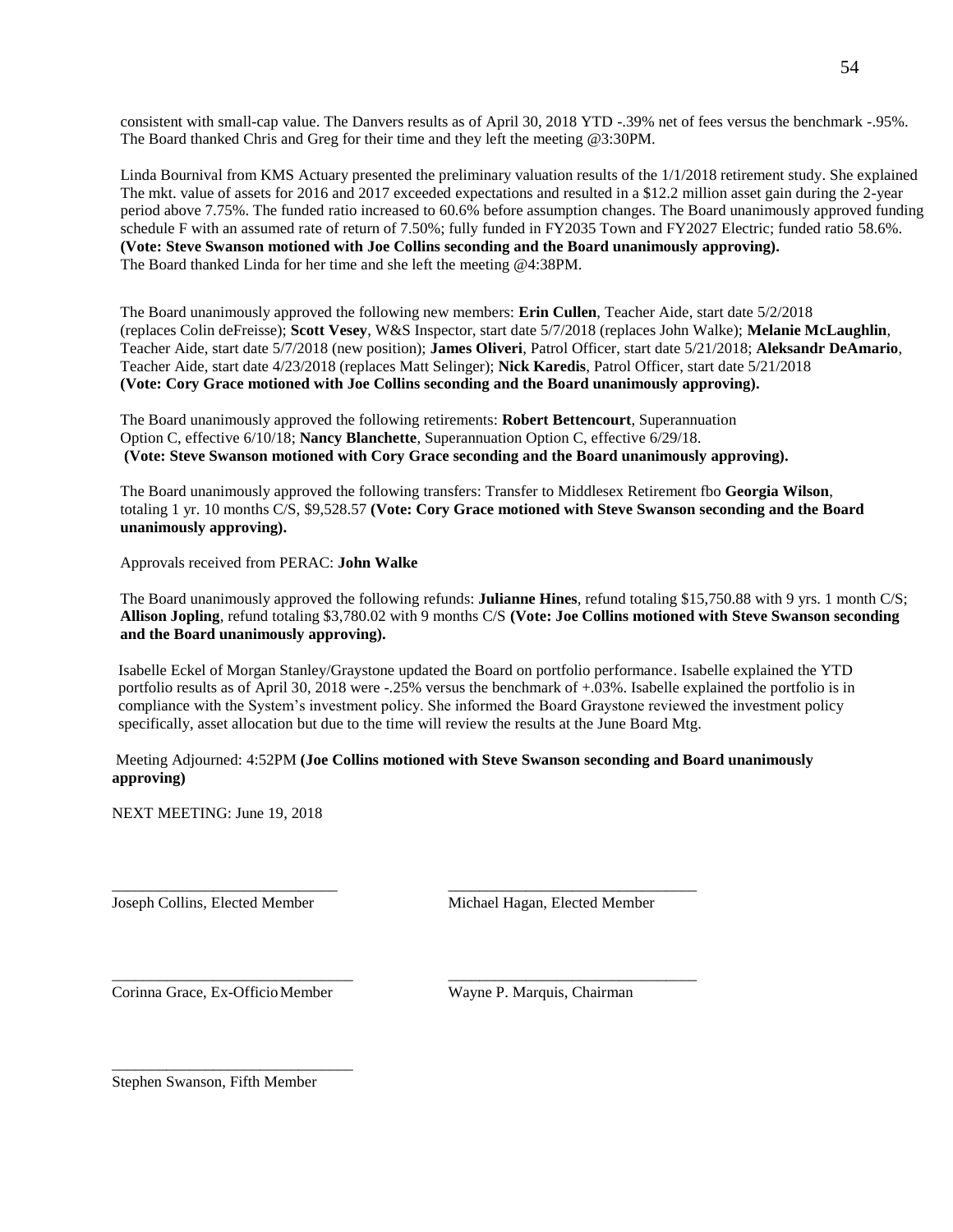consistent with small-cap value. The Danvers results as of April 30, 2018 YTD -.39% net of fees versus the benchmark -.95%. The Board thanked Chris and Greg for their time and they left the meeting @3:30PM.

Linda Bournival from KMS Actuary presented the preliminary valuation results of the 1/1/2018 retirement study. She explained The mkt. value of assets for 2016 and 2017 exceeded expectations and resulted in a $12.2 million asset gain during the 2-year period above 7.75%. The funded ratio increased to 60.6% before assumption changes. The Board unanimously approved funding schedule F with an assumed rate of return of 7.50%; fully funded in FY2035 Town and FY2027 Electric; funded ratio 58.6%. **(Vote: Steve Swanson motioned with Joe Collins seconding and the Board unanimously approving).**
The Board thanked Linda for her time and she left the meeting @4:38PM.

The Board unanimously approved the following new members: **Erin Cullen**, Teacher Aide, start date 5/2/2018 (replaces Colin deFreisse); **Scott Vesey**, W&S Inspector, start date 5/7/2018 (replaces John Walke); **Melanie McLaughlin**, Teacher Aide, start date 5/7/2018 (new position); **James Oliveri**, Patrol Officer, start date 5/21/2018; **Aleksandr DeAmario**, Teacher Aide, start date 4/23/2018 (replaces Matt Selinger); **Nick Karedis**, Patrol Officer, start date 5/21/2018 **(Vote: Cory Grace motioned with Joe Collins seconding and the Board unanimously approving).**

The Board unanimously approved the following retirements: **Robert Bettencourt**, Superannuation Option C, effective 6/10/18; **Nancy Blanchette**, Superannuation Option C, effective 6/29/18. **(Vote: Steve Swanson motioned with Cory Grace seconding and the Board unanimously approving).**

The Board unanimously approved the following transfers: Transfer to Middlesex Retirement fbo **Georgia Wilson**, totaling 1 yr. 10 months C/S, $9,528.57 **(Vote: Cory Grace motioned with Steve Swanson seconding and the Board unanimously approving).**

Approvals received from PERAC: **John Walke**

The Board unanimously approved the following refunds: **Julianne Hines**, refund totaling $15,750.88 with 9 yrs. 1 month C/S; **Allison Jopling**, refund totaling $3,780.02 with 9 months C/S **(Vote: Joe Collins motioned with Steve Swanson seconding and the Board unanimously approving).**

Isabelle Eckel of Morgan Stanley/Graystone updated the Board on portfolio performance. Isabelle explained the YTD portfolio results as of April 30, 2018 were -.25% versus the benchmark of +.03%. Isabelle explained the portfolio is in compliance with the System's investment policy. She informed the Board Graystone reviewed the investment policy specifically, asset allocation but due to the time will review the results at the June Board Mtg.

Meeting Adjourned: 4:52PM **(Joe Collins motioned with Steve Swanson seconding and Board unanimously approving)**

NEXT MEETING: June 19, 2018

\_\_\_\_\_\_\_\_\_\_\_\_\_\_\_\_\_\_\_\_\_\_\_\_\_\_\_\_\_\_
Joseph Collins, Elected Member

\_\_\_\_\_\_\_\_\_\_\_\_\_\_\_\_\_\_\_\_\_\_\_\_\_\_\_\_\_\_
Michael Hagan, Elected Member

\_\_\_\_\_\_\_\_\_\_\_\_\_\_\_\_\_\_\_\_\_\_\_\_\_\_\_\_\_\_
Corinna Grace, Ex-Officio Member

\_\_\_\_\_\_\_\_\_\_\_\_\_\_\_\_\_\_\_\_\_\_\_\_\_\_\_\_\_\_
Wayne P. Marquis, Chairman

\_\_\_\_\_\_\_\_\_\_\_\_\_\_\_\_\_\_\_\_\_\_\_\_\_\_\_\_\_\_
Stephen Swanson, Fifth Member